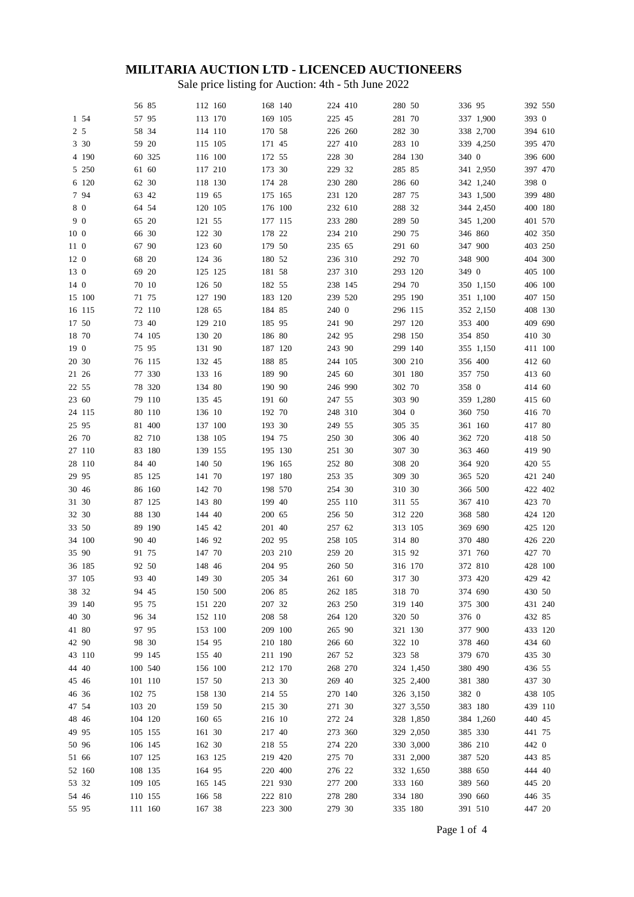# MILITARIA AUCTION LTD - LICENCED AUCTIONEERS

Sale price listing for Auction: 4th - 5th June 2022

| Lot | Price | Lot | Price | Lot | Price | Lot | Price | Lot | Price | Lot | Price | Lot | Price | Lot | Price |
|---|---|---|---|---|---|---|---|---|---|---|---|---|---|---|---|
| | | 56 | 85 | 112 | 160 | 168 | 140 | 224 | 410 | 280 | 50 | 336 | 95 | 392 | 550 |
| 1 | 54 | 57 | 95 | 113 | 170 | 169 | 105 | 225 | 45 | 281 | 70 | 337 | 1,900 | 393 | 0 |
| 2 | 5 | 58 | 34 | 114 | 110 | 170 | 58 | 226 | 260 | 282 | 30 | 338 | 2,700 | 394 | 610 |
| 3 | 30 | 59 | 20 | 115 | 105 | 171 | 45 | 227 | 410 | 283 | 10 | 339 | 4,250 | 395 | 470 |
| 4 | 190 | 60 | 325 | 116 | 100 | 172 | 55 | 228 | 30 | 284 | 130 | 340 | 0 | 396 | 600 |
| 5 | 250 | 61 | 60 | 117 | 210 | 173 | 30 | 229 | 32 | 285 | 85 | 341 | 2,950 | 397 | 470 |
| 6 | 120 | 62 | 30 | 118 | 130 | 174 | 28 | 230 | 280 | 286 | 60 | 342 | 1,240 | 398 | 0 |
| 7 | 94 | 63 | 42 | 119 | 65 | 175 | 165 | 231 | 120 | 287 | 75 | 343 | 1,500 | 399 | 480 |
| 8 | 0 | 64 | 54 | 120 | 105 | 176 | 100 | 232 | 610 | 288 | 32 | 344 | 2,450 | 400 | 180 |
| 9 | 0 | 65 | 20 | 121 | 55 | 177 | 115 | 233 | 280 | 289 | 50 | 345 | 1,200 | 401 | 570 |
| 10 | 0 | 66 | 30 | 122 | 30 | 178 | 22 | 234 | 210 | 290 | 75 | 346 | 860 | 402 | 350 |
| 11 | 0 | 67 | 90 | 123 | 60 | 179 | 50 | 235 | 65 | 291 | 60 | 347 | 900 | 403 | 250 |
| 12 | 0 | 68 | 20 | 124 | 36 | 180 | 52 | 236 | 310 | 292 | 70 | 348 | 900 | 404 | 300 |
| 13 | 0 | 69 | 20 | 125 | 125 | 181 | 58 | 237 | 310 | 293 | 120 | 349 | 0 | 405 | 100 |
| 14 | 0 | 70 | 10 | 126 | 50 | 182 | 55 | 238 | 145 | 294 | 70 | 350 | 1,150 | 406 | 100 |
| 15 | 100 | 71 | 75 | 127 | 190 | 183 | 120 | 239 | 520 | 295 | 190 | 351 | 1,100 | 407 | 150 |
| 16 | 115 | 72 | 110 | 128 | 65 | 184 | 85 | 240 | 0 | 296 | 115 | 352 | 2,150 | 408 | 130 |
| 17 | 50 | 73 | 40 | 129 | 210 | 185 | 95 | 241 | 90 | 297 | 120 | 353 | 400 | 409 | 690 |
| 18 | 70 | 74 | 105 | 130 | 20 | 186 | 80 | 242 | 95 | 298 | 150 | 354 | 850 | 410 | 30 |
| 19 | 0 | 75 | 95 | 131 | 90 | 187 | 120 | 243 | 90 | 299 | 140 | 355 | 1,150 | 411 | 100 |
| 20 | 30 | 76 | 115 | 132 | 45 | 188 | 85 | 244 | 105 | 300 | 210 | 356 | 400 | 412 | 60 |
| 21 | 26 | 77 | 330 | 133 | 16 | 189 | 90 | 245 | 60 | 301 | 180 | 357 | 750 | 413 | 60 |
| 22 | 55 | 78 | 320 | 134 | 80 | 190 | 90 | 246 | 990 | 302 | 70 | 358 | 0 | 414 | 60 |
| 23 | 60 | 79 | 110 | 135 | 45 | 191 | 60 | 247 | 55 | 303 | 90 | 359 | 1,280 | 415 | 60 |
| 24 | 115 | 80 | 110 | 136 | 10 | 192 | 70 | 248 | 310 | 304 | 0 | 360 | 750 | 416 | 70 |
| 25 | 95 | 81 | 400 | 137 | 100 | 193 | 30 | 249 | 55 | 305 | 35 | 361 | 160 | 417 | 80 |
| 26 | 70 | 82 | 710 | 138 | 105 | 194 | 75 | 250 | 30 | 306 | 40 | 362 | 720 | 418 | 50 |
| 27 | 110 | 83 | 180 | 139 | 155 | 195 | 130 | 251 | 30 | 307 | 30 | 363 | 460 | 419 | 90 |
| 28 | 110 | 84 | 40 | 140 | 50 | 196 | 165 | 252 | 80 | 308 | 20 | 364 | 920 | 420 | 55 |
| 29 | 95 | 85 | 125 | 141 | 70 | 197 | 180 | 253 | 35 | 309 | 30 | 365 | 520 | 421 | 240 |
| 30 | 46 | 86 | 160 | 142 | 70 | 198 | 570 | 254 | 30 | 310 | 30 | 366 | 500 | 422 | 402 |
| 31 | 30 | 87 | 125 | 143 | 80 | 199 | 40 | 255 | 110 | 311 | 55 | 367 | 410 | 423 | 70 |
| 32 | 30 | 88 | 130 | 144 | 40 | 200 | 65 | 256 | 50 | 312 | 220 | 368 | 580 | 424 | 120 |
| 33 | 50 | 89 | 190 | 145 | 42 | 201 | 40 | 257 | 62 | 313 | 105 | 369 | 690 | 425 | 120 |
| 34 | 100 | 90 | 40 | 146 | 92 | 202 | 95 | 258 | 105 | 314 | 80 | 370 | 480 | 426 | 220 |
| 35 | 90 | 91 | 75 | 147 | 70 | 203 | 210 | 259 | 20 | 315 | 92 | 371 | 760 | 427 | 70 |
| 36 | 185 | 92 | 50 | 148 | 46 | 204 | 95 | 260 | 50 | 316 | 170 | 372 | 810 | 428 | 100 |
| 37 | 105 | 93 | 40 | 149 | 30 | 205 | 34 | 261 | 60 | 317 | 30 | 373 | 420 | 429 | 42 |
| 38 | 32 | 94 | 45 | 150 | 500 | 206 | 85 | 262 | 185 | 318 | 70 | 374 | 690 | 430 | 50 |
| 39 | 140 | 95 | 75 | 151 | 220 | 207 | 32 | 263 | 250 | 319 | 140 | 375 | 300 | 431 | 240 |
| 40 | 30 | 96 | 34 | 152 | 110 | 208 | 58 | 264 | 120 | 320 | 50 | 376 | 0 | 432 | 85 |
| 41 | 80 | 97 | 95 | 153 | 100 | 209 | 100 | 265 | 90 | 321 | 130 | 377 | 900 | 433 | 120 |
| 42 | 90 | 98 | 30 | 154 | 95 | 210 | 180 | 266 | 60 | 322 | 10 | 378 | 460 | 434 | 60 |
| 43 | 110 | 99 | 145 | 155 | 40 | 211 | 190 | 267 | 52 | 323 | 58 | 379 | 670 | 435 | 30 |
| 44 | 40 | 100 | 540 | 156 | 100 | 212 | 170 | 268 | 270 | 324 | 1,450 | 380 | 490 | 436 | 55 |
| 45 | 46 | 101 | 110 | 157 | 50 | 213 | 30 | 269 | 40 | 325 | 2,400 | 381 | 380 | 437 | 30 |
| 46 | 36 | 102 | 75 | 158 | 130 | 214 | 55 | 270 | 140 | 326 | 3,150 | 382 | 0 | 438 | 105 |
| 47 | 54 | 103 | 20 | 159 | 50 | 215 | 30 | 271 | 30 | 327 | 3,550 | 383 | 180 | 439 | 110 |
| 48 | 46 | 104 | 120 | 160 | 65 | 216 | 10 | 272 | 24 | 328 | 1,850 | 384 | 1,260 | 440 | 45 |
| 49 | 95 | 105 | 155 | 161 | 30 | 217 | 40 | 273 | 360 | 329 | 2,050 | 385 | 330 | 441 | 75 |
| 50 | 96 | 106 | 145 | 162 | 30 | 218 | 55 | 274 | 220 | 330 | 3,000 | 386 | 210 | 442 | 0 |
| 51 | 66 | 107 | 125 | 163 | 125 | 219 | 420 | 275 | 70 | 331 | 2,000 | 387 | 520 | 443 | 85 |
| 52 | 160 | 108 | 135 | 164 | 95 | 220 | 400 | 276 | 22 | 332 | 1,650 | 388 | 650 | 444 | 40 |
| 53 | 32 | 109 | 105 | 165 | 145 | 221 | 930 | 277 | 200 | 333 | 160 | 389 | 560 | 445 | 20 |
| 54 | 46 | 110 | 155 | 166 | 58 | 222 | 810 | 278 | 280 | 334 | 180 | 390 | 660 | 446 | 35 |
| 55 | 95 | 111 | 160 | 167 | 38 | 223 | 300 | 279 | 30 | 335 | 180 | 391 | 510 | 447 | 20 |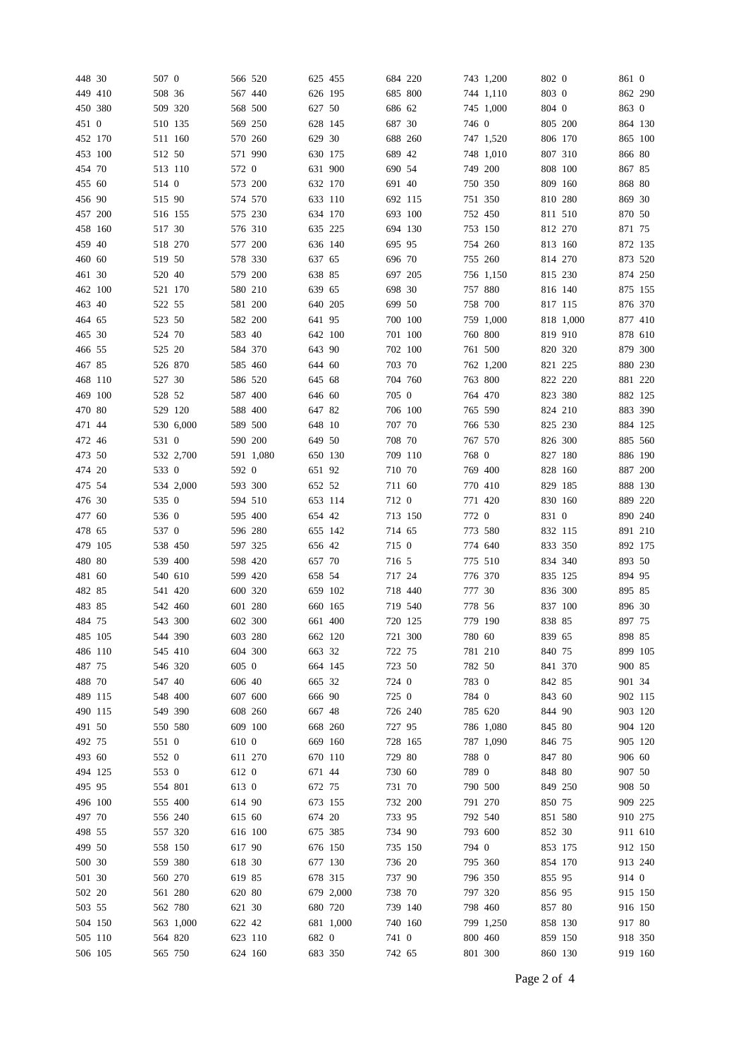448 30
449 410
450 380
451 0
452 170
453 100
454 70
455 60
456 90
457 200
458 160
459 40
460 60
461 30
462 100
463 40
464 65
465 30
466 55
467 85
468 110
469 100
470 80
471 44
472 46
473 50
474 20
475 54
476 30
477 60
478 65
479 105
480 80
481 60
482 85
483 85
484 75
485 105
486 110
487 75
488 70
489 115
490 115
491 50
492 75
493 60
494 125
495 95
496 100
497 70
498 55
499 50
500 30
501 30
502 20
503 55
504 150
505 110
506 105
507 0
508 36
509 320
510 135
511 160
512 50
513 110
514 0
515 90
516 155
517 30
518 270
519 50
520 40
521 170
522 55
523 50
524 70
525 20
526 870
527 30
528 52
529 120
530 6,000
531 0
532 2,700
533 0
534 2,000
535 0
536 0
537 0
538 450
539 400
540 610
541 420
542 460
543 300
544 390
545 410
546 320
547 40
548 400
549 390
550 580
551 0
552 0
553 0
554 801
555 400
556 240
557 320
558 150
559 380
560 270
561 280
562 780
563 1,000
564 820
565 750
566 520
567 440
568 500
569 250
570 260
571 990
572 0
573 200
574 570
575 230
576 310
577 200
578 330
579 200
580 210
581 200
582 200
583 40
584 370
585 460
586 520
587 400
588 400
589 500
590 200
591 1,080
592 0
593 300
594 510
595 400
596 280
597 325
598 420
599 420
600 320
601 280
602 300
603 280
604 300
605 0
606 40
607 600
608 260
609 100
610 0
611 270
612 0
613 0
614 90
615 60
616 100
617 90
618 30
619 85
620 80
621 30
622 42
623 110
624 160
625 455
626 195
627 50
628 145
629 30
630 175
631 900
632 170
633 110
634 170
635 225
636 140
637 65
638 85
639 65
640 205
641 95
642 100
643 90
644 60
645 68
646 60
647 82
648 10
649 50
650 130
651 92
652 52
653 114
654 42
655 142
656 42
657 70
658 54
659 102
660 165
661 400
662 120
663 32
664 145
665 32
666 90
667 48
668 260
669 160
670 110
671 44
672 75
673 155
674 20
675 385
676 150
677 130
678 315
679 2,000
680 720
681 1,000
682 0
683 350
684 220
685 800
686 62
687 30
688 260
689 42
690 54
691 40
692 115
693 100
694 130
695 95
696 70
697 205
698 30
699 50
700 100
701 100
702 100
703 70
704 760
705 0
706 100
707 70
708 70
709 110
710 70
711 60
712 0
713 150
714 65
715 0
716 5
717 24
718 440
719 540
720 125
721 300
722 75
723 50
724 0
725 0
726 240
727 95
728 165
729 80
730 60
731 70
732 200
733 95
734 90
735 150
736 20
737 90
738 70
739 140
740 160
741 0
742 65
743 1,200
744 1,110
745 1,000
746 0
747 1,520
748 1,010
749 200
750 350
751 350
752 450
753 150
754 260
755 260
756 1,150
757 880
758 700
759 1,000
760 800
761 500
762 1,200
763 800
764 470
765 590
766 530
767 570
768 0
769 400
770 410
771 420
772 0
773 580
774 640
775 510
776 370
777 30
778 56
779 190
780 60
781 210
782 50
783 0
784 0
785 620
786 1,080
787 1,090
788 0
789 0
790 500
791 270
792 540
793 600
794 0
795 360
796 350
797 320
798 460
799 1,250
800 460
801 300
802 0
803 0
804 0
805 200
806 170
807 310
808 100
809 160
810 280
811 510
812 270
813 160
814 270
815 230
816 140
817 115
818 1,000
819 910
820 320
821 225
822 220
823 380
824 210
825 230
826 300
827 180
828 160
829 185
830 160
831 0
832 115
833 350
834 340
835 125
836 300
837 100
838 85
839 65
840 75
841 370
842 85
843 60
844 90
845 80
846 75
847 80
848 80
849 250
850 75
851 580
852 30
853 175
854 170
855 95
856 95
857 80
858 130
859 150
860 130
861 0
862 290
863 0
864 130
865 100
866 80
867 85
868 80
869 30
870 50
871 75
872 135
873 520
874 250
875 155
876 370
877 410
878 610
879 300
880 230
881 220
882 125
883 390
884 125
885 560
886 190
887 200
888 130
889 220
890 240
891 210
892 175
893 50
894 95
895 85
896 30
897 75
898 85
899 105
900 85
901 34
902 115
903 120
904 120
905 120
906 60
907 50
908 50
909 225
910 275
911 610
912 150
913 240
914 0
915 150
916 150
917 80
918 350
919 160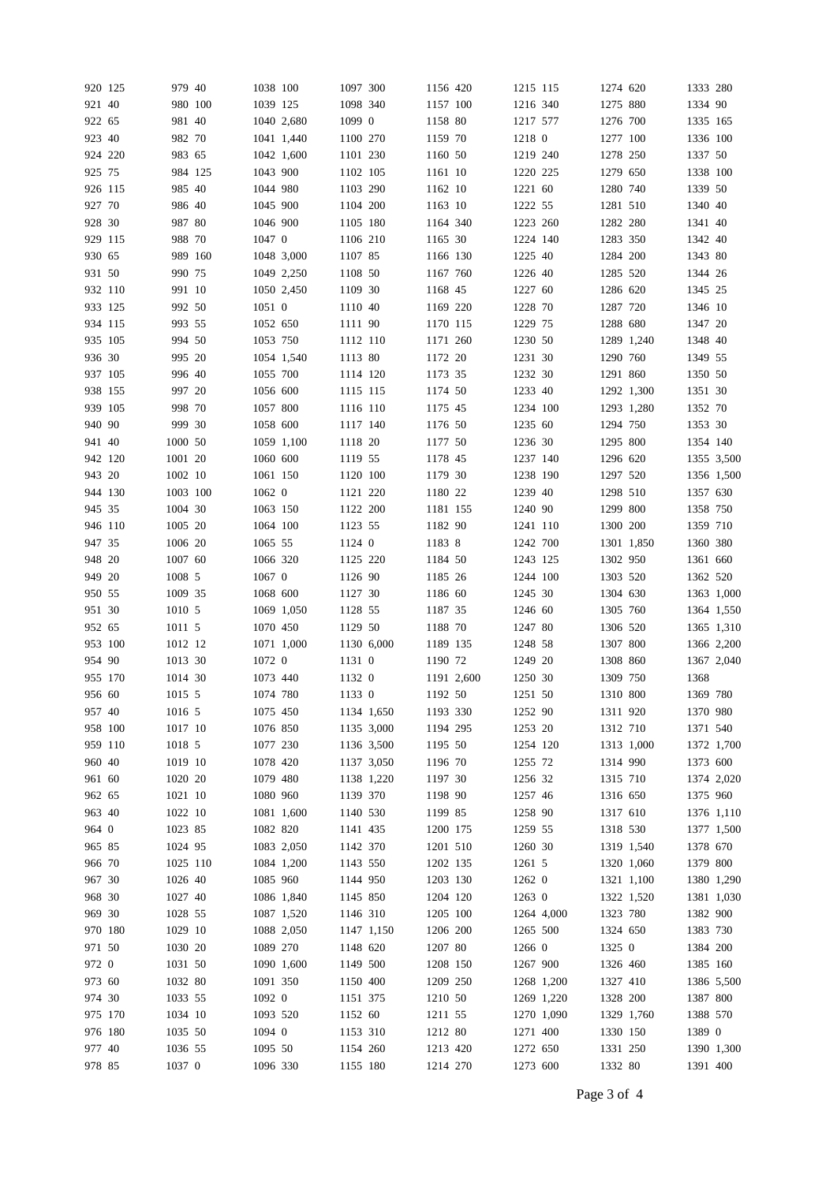| | | | | | | | | | | | | | | | |
|---|---|---|---|---|---|---|---|---|---|---|---|---|---|---|---|
| 920 | 125 | 979 | 40 | 1038 | 100 | 1097 | 300 | 1156 | 420 | 1215 | 115 | 1274 | 620 | 1333 | 280 |
| 921 | 40 | 980 | 100 | 1039 | 125 | 1098 | 340 | 1157 | 100 | 1216 | 340 | 1275 | 880 | 1334 | 90 |
| 922 | 65 | 981 | 40 | 1040 | 2,680 | 1099 | 0 | 1158 | 80 | 1217 | 577 | 1276 | 700 | 1335 | 165 |
| 923 | 40 | 982 | 70 | 1041 | 1,440 | 1100 | 270 | 1159 | 70 | 1218 | 0 | 1277 | 100 | 1336 | 100 |
| 924 | 220 | 983 | 65 | 1042 | 1,600 | 1101 | 230 | 1160 | 50 | 1219 | 240 | 1278 | 250 | 1337 | 50 |
| 925 | 75 | 984 | 125 | 1043 | 900 | 1102 | 105 | 1161 | 10 | 1220 | 225 | 1279 | 650 | 1338 | 100 |
| 926 | 115 | 985 | 40 | 1044 | 980 | 1103 | 290 | 1162 | 10 | 1221 | 60 | 1280 | 740 | 1339 | 50 |
| 927 | 70 | 986 | 40 | 1045 | 900 | 1104 | 200 | 1163 | 10 | 1222 | 55 | 1281 | 510 | 1340 | 40 |
| 928 | 30 | 987 | 80 | 1046 | 900 | 1105 | 180 | 1164 | 340 | 1223 | 260 | 1282 | 280 | 1341 | 40 |
| 929 | 115 | 988 | 70 | 1047 | 0 | 1106 | 210 | 1165 | 30 | 1224 | 140 | 1283 | 350 | 1342 | 40 |
| 930 | 65 | 989 | 160 | 1048 | 3,000 | 1107 | 85 | 1166 | 130 | 1225 | 40 | 1284 | 200 | 1343 | 80 |
| 931 | 50 | 990 | 75 | 1049 | 2,250 | 1108 | 50 | 1167 | 760 | 1226 | 40 | 1285 | 520 | 1344 | 26 |
| 932 | 110 | 991 | 10 | 1050 | 2,450 | 1109 | 30 | 1168 | 45 | 1227 | 60 | 1286 | 620 | 1345 | 25 |
| 933 | 125 | 992 | 50 | 1051 | 0 | 1110 | 40 | 1169 | 220 | 1228 | 70 | 1287 | 720 | 1346 | 10 |
| 934 | 115 | 993 | 55 | 1052 | 650 | 1111 | 90 | 1170 | 115 | 1229 | 75 | 1288 | 680 | 1347 | 20 |
| 935 | 105 | 994 | 50 | 1053 | 750 | 1112 | 110 | 1171 | 260 | 1230 | 50 | 1289 | 1,240 | 1348 | 40 |
| 936 | 30 | 995 | 20 | 1054 | 1,540 | 1113 | 80 | 1172 | 20 | 1231 | 30 | 1290 | 760 | 1349 | 55 |
| 937 | 105 | 996 | 40 | 1055 | 700 | 1114 | 120 | 1173 | 35 | 1232 | 30 | 1291 | 860 | 1350 | 50 |
| 938 | 155 | 997 | 20 | 1056 | 600 | 1115 | 115 | 1174 | 50 | 1233 | 40 | 1292 | 1,300 | 1351 | 30 |
| 939 | 105 | 998 | 70 | 1057 | 800 | 1116 | 110 | 1175 | 45 | 1234 | 100 | 1293 | 1,280 | 1352 | 70 |
| 940 | 90 | 999 | 30 | 1058 | 600 | 1117 | 140 | 1176 | 50 | 1235 | 60 | 1294 | 750 | 1353 | 30 |
| 941 | 40 | 1000 | 50 | 1059 | 1,100 | 1118 | 20 | 1177 | 50 | 1236 | 30 | 1295 | 800 | 1354 | 140 |
| 942 | 120 | 1001 | 20 | 1060 | 600 | 1119 | 55 | 1178 | 45 | 1237 | 140 | 1296 | 620 | 1355 | 3,500 |
| 943 | 20 | 1002 | 10 | 1061 | 150 | 1120 | 100 | 1179 | 30 | 1238 | 190 | 1297 | 520 | 1356 | 1,500 |
| 944 | 130 | 1003 | 100 | 1062 | 0 | 1121 | 220 | 1180 | 22 | 1239 | 40 | 1298 | 510 | 1357 | 630 |
| 945 | 35 | 1004 | 30 | 1063 | 150 | 1122 | 200 | 1181 | 155 | 1240 | 90 | 1299 | 800 | 1358 | 750 |
| 946 | 110 | 1005 | 20 | 1064 | 100 | 1123 | 55 | 1182 | 90 | 1241 | 110 | 1300 | 200 | 1359 | 710 |
| 947 | 35 | 1006 | 20 | 1065 | 55 | 1124 | 0 | 1183 | 8 | 1242 | 700 | 1301 | 1,850 | 1360 | 380 |
| 948 | 20 | 1007 | 60 | 1066 | 320 | 1125 | 220 | 1184 | 50 | 1243 | 125 | 1302 | 950 | 1361 | 660 |
| 949 | 20 | 1008 | 5 | 1067 | 0 | 1126 | 90 | 1185 | 26 | 1244 | 100 | 1303 | 520 | 1362 | 520 |
| 950 | 55 | 1009 | 35 | 1068 | 600 | 1127 | 30 | 1186 | 60 | 1245 | 30 | 1304 | 630 | 1363 | 1,000 |
| 951 | 30 | 1010 | 5 | 1069 | 1,050 | 1128 | 55 | 1187 | 35 | 1246 | 60 | 1305 | 760 | 1364 | 1,550 |
| 952 | 65 | 1011 | 5 | 1070 | 450 | 1129 | 50 | 1188 | 70 | 1247 | 80 | 1306 | 520 | 1365 | 1,310 |
| 953 | 100 | 1012 | 12 | 1071 | 1,000 | 1130 | 6,000 | 1189 | 135 | 1248 | 58 | 1307 | 800 | 1366 | 2,200 |
| 954 | 90 | 1013 | 30 | 1072 | 0 | 1131 | 0 | 1190 | 72 | 1249 | 20 | 1308 | 860 | 1367 | 2,040 |
| 955 | 170 | 1014 | 30 | 1073 | 440 | 1132 | 0 | 1191 | 2,600 | 1250 | 30 | 1309 | 750 | 1368 | |
| 956 | 60 | 1015 | 5 | 1074 | 780 | 1133 | 0 | 1192 | 50 | 1251 | 50 | 1310 | 800 | 1369 | 780 |
| 957 | 40 | 1016 | 5 | 1075 | 450 | 1134 | 1,650 | 1193 | 330 | 1252 | 90 | 1311 | 920 | 1370 | 980 |
| 958 | 100 | 1017 | 10 | 1076 | 850 | 1135 | 3,000 | 1194 | 295 | 1253 | 20 | 1312 | 710 | 1371 | 540 |
| 959 | 110 | 1018 | 5 | 1077 | 230 | 1136 | 3,500 | 1195 | 50 | 1254 | 120 | 1313 | 1,000 | 1372 | 1,700 |
| 960 | 40 | 1019 | 10 | 1078 | 420 | 1137 | 3,050 | 1196 | 70 | 1255 | 72 | 1314 | 990 | 1373 | 600 |
| 961 | 60 | 1020 | 20 | 1079 | 480 | 1138 | 1,220 | 1197 | 30 | 1256 | 32 | 1315 | 710 | 1374 | 2,020 |
| 962 | 65 | 1021 | 10 | 1080 | 960 | 1139 | 370 | 1198 | 90 | 1257 | 46 | 1316 | 650 | 1375 | 960 |
| 963 | 40 | 1022 | 10 | 1081 | 1,600 | 1140 | 530 | 1199 | 85 | 1258 | 90 | 1317 | 610 | 1376 | 1,110 |
| 964 | 0 | 1023 | 85 | 1082 | 820 | 1141 | 435 | 1200 | 175 | 1259 | 55 | 1318 | 530 | 1377 | 1,500 |
| 965 | 85 | 1024 | 95 | 1083 | 2,050 | 1142 | 370 | 1201 | 510 | 1260 | 30 | 1319 | 1,540 | 1378 | 670 |
| 966 | 70 | 1025 | 110 | 1084 | 1,200 | 1143 | 550 | 1202 | 135 | 1261 | 5 | 1320 | 1,060 | 1379 | 800 |
| 967 | 30 | 1026 | 40 | 1085 | 960 | 1144 | 950 | 1203 | 130 | 1262 | 0 | 1321 | 1,100 | 1380 | 1,290 |
| 968 | 30 | 1027 | 40 | 1086 | 1,840 | 1145 | 850 | 1204 | 120 | 1263 | 0 | 1322 | 1,520 | 1381 | 1,030 |
| 969 | 30 | 1028 | 55 | 1087 | 1,520 | 1146 | 310 | 1205 | 100 | 1264 | 4,000 | 1323 | 780 | 1382 | 900 |
| 970 | 180 | 1029 | 10 | 1088 | 2,050 | 1147 | 1,150 | 1206 | 200 | 1265 | 500 | 1324 | 650 | 1383 | 730 |
| 971 | 50 | 1030 | 20 | 1089 | 270 | 1148 | 620 | 1207 | 80 | 1266 | 0 | 1325 | 0 | 1384 | 200 |
| 972 | 0 | 1031 | 50 | 1090 | 1,600 | 1149 | 500 | 1208 | 150 | 1267 | 900 | 1326 | 460 | 1385 | 160 |
| 973 | 60 | 1032 | 80 | 1091 | 350 | 1150 | 400 | 1209 | 250 | 1268 | 1,200 | 1327 | 410 | 1386 | 5,500 |
| 974 | 30 | 1033 | 55 | 1092 | 0 | 1151 | 375 | 1210 | 50 | 1269 | 1,220 | 1328 | 200 | 1387 | 800 |
| 975 | 170 | 1034 | 10 | 1093 | 520 | 1152 | 60 | 1211 | 55 | 1270 | 1,090 | 1329 | 1,760 | 1388 | 570 |
| 976 | 180 | 1035 | 50 | 1094 | 0 | 1153 | 310 | 1212 | 80 | 1271 | 400 | 1330 | 150 | 1389 | 0 |
| 977 | 40 | 1036 | 55 | 1095 | 50 | 1154 | 260 | 1213 | 420 | 1272 | 650 | 1331 | 250 | 1390 | 1,300 |
| 978 | 85 | 1037 | 0 | 1096 | 330 | 1155 | 180 | 1214 | 270 | 1273 | 600 | 1332 | 80 | 1391 | 400 |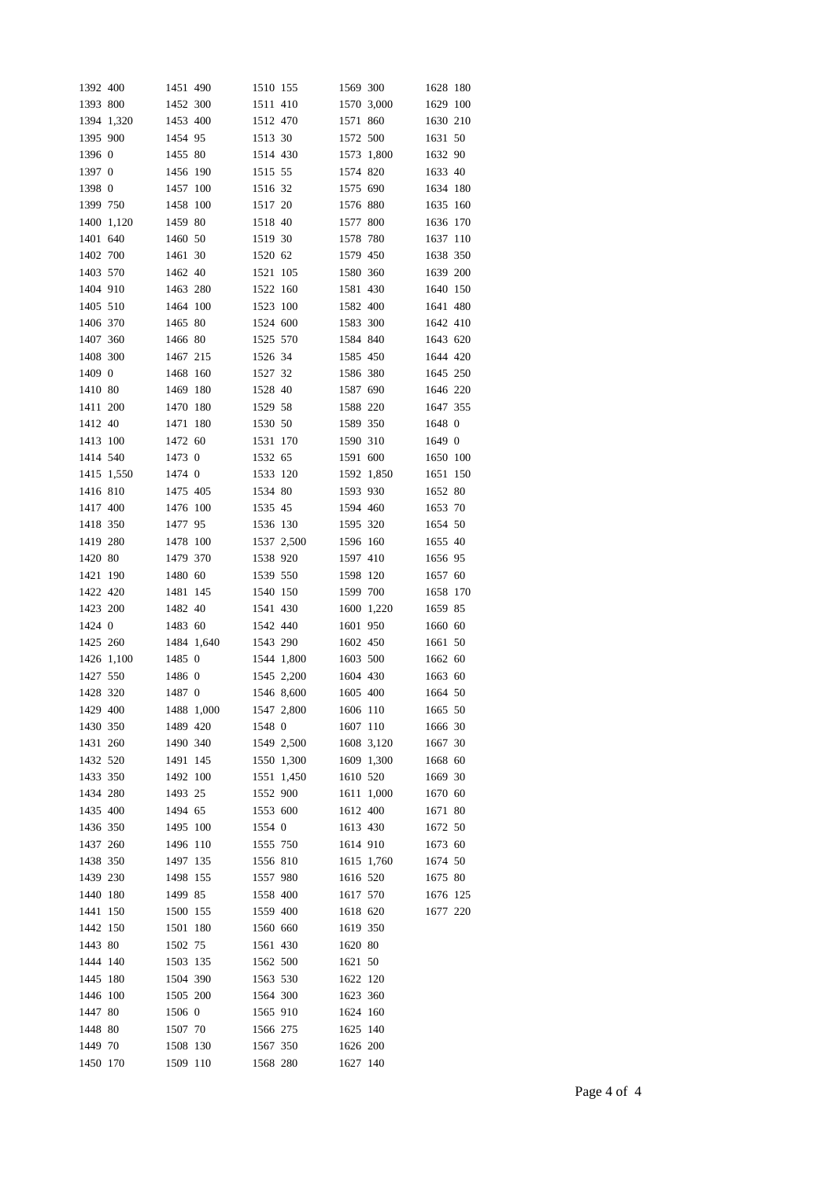| | | | | | | | | | |
|---|---|---|---|---|---|---|---|---|---|
| 1392 | 400 | 1451 | 490 | 1510 | 155 | 1569 | 300 | 1628 | 180 |
| 1393 | 800 | 1452 | 300 | 1511 | 410 | 1570 | 3,000 | 1629 | 100 |
| 1394 | 1,320 | 1453 | 400 | 1512 | 470 | 1571 | 860 | 1630 | 210 |
| 1395 | 900 | 1454 | 95 | 1513 | 30 | 1572 | 500 | 1631 | 50 |
| 1396 | 0 | 1455 | 80 | 1514 | 430 | 1573 | 1,800 | 1632 | 90 |
| 1397 | 0 | 1456 | 190 | 1515 | 55 | 1574 | 820 | 1633 | 40 |
| 1398 | 0 | 1457 | 100 | 1516 | 32 | 1575 | 690 | 1634 | 180 |
| 1399 | 750 | 1458 | 100 | 1517 | 20 | 1576 | 880 | 1635 | 160 |
| 1400 | 1,120 | 1459 | 80 | 1518 | 40 | 1577 | 800 | 1636 | 170 |
| 1401 | 640 | 1460 | 50 | 1519 | 30 | 1578 | 780 | 1637 | 110 |
| 1402 | 700 | 1461 | 30 | 1520 | 62 | 1579 | 450 | 1638 | 350 |
| 1403 | 570 | 1462 | 40 | 1521 | 105 | 1580 | 360 | 1639 | 200 |
| 1404 | 910 | 1463 | 280 | 1522 | 160 | 1581 | 430 | 1640 | 150 |
| 1405 | 510 | 1464 | 100 | 1523 | 100 | 1582 | 400 | 1641 | 480 |
| 1406 | 370 | 1465 | 80 | 1524 | 600 | 1583 | 300 | 1642 | 410 |
| 1407 | 360 | 1466 | 80 | 1525 | 570 | 1584 | 840 | 1643 | 620 |
| 1408 | 300 | 1467 | 215 | 1526 | 34 | 1585 | 450 | 1644 | 420 |
| 1409 | 0 | 1468 | 160 | 1527 | 32 | 1586 | 380 | 1645 | 250 |
| 1410 | 80 | 1469 | 180 | 1528 | 40 | 1587 | 690 | 1646 | 220 |
| 1411 | 200 | 1470 | 180 | 1529 | 58 | 1588 | 220 | 1647 | 355 |
| 1412 | 40 | 1471 | 180 | 1530 | 50 | 1589 | 350 | 1648 | 0 |
| 1413 | 100 | 1472 | 60 | 1531 | 170 | 1590 | 310 | 1649 | 0 |
| 1414 | 540 | 1473 | 0 | 1532 | 65 | 1591 | 600 | 1650 | 100 |
| 1415 | 1,550 | 1474 | 0 | 1533 | 120 | 1592 | 1,850 | 1651 | 150 |
| 1416 | 810 | 1475 | 405 | 1534 | 80 | 1593 | 930 | 1652 | 80 |
| 1417 | 400 | 1476 | 100 | 1535 | 45 | 1594 | 460 | 1653 | 70 |
| 1418 | 350 | 1477 | 95 | 1536 | 130 | 1595 | 320 | 1654 | 50 |
| 1419 | 280 | 1478 | 100 | 1537 | 2,500 | 1596 | 160 | 1655 | 40 |
| 1420 | 80 | 1479 | 370 | 1538 | 920 | 1597 | 410 | 1656 | 95 |
| 1421 | 190 | 1480 | 60 | 1539 | 550 | 1598 | 120 | 1657 | 60 |
| 1422 | 420 | 1481 | 145 | 1540 | 150 | 1599 | 700 | 1658 | 170 |
| 1423 | 200 | 1482 | 40 | 1541 | 430 | 1600 | 1,220 | 1659 | 85 |
| 1424 | 0 | 1483 | 60 | 1542 | 440 | 1601 | 950 | 1660 | 60 |
| 1425 | 260 | 1484 | 1,640 | 1543 | 290 | 1602 | 450 | 1661 | 50 |
| 1426 | 1,100 | 1485 | 0 | 1544 | 1,800 | 1603 | 500 | 1662 | 60 |
| 1427 | 550 | 1486 | 0 | 1545 | 2,200 | 1604 | 430 | 1663 | 60 |
| 1428 | 320 | 1487 | 0 | 1546 | 8,600 | 1605 | 400 | 1664 | 50 |
| 1429 | 400 | 1488 | 1,000 | 1547 | 2,800 | 1606 | 110 | 1665 | 50 |
| 1430 | 350 | 1489 | 420 | 1548 | 0 | 1607 | 110 | 1666 | 30 |
| 1431 | 260 | 1490 | 340 | 1549 | 2,500 | 1608 | 3,120 | 1667 | 30 |
| 1432 | 520 | 1491 | 145 | 1550 | 1,300 | 1609 | 1,300 | 1668 | 60 |
| 1433 | 350 | 1492 | 100 | 1551 | 1,450 | 1610 | 520 | 1669 | 30 |
| 1434 | 280 | 1493 | 25 | 1552 | 900 | 1611 | 1,000 | 1670 | 60 |
| 1435 | 400 | 1494 | 65 | 1553 | 600 | 1612 | 400 | 1671 | 80 |
| 1436 | 350 | 1495 | 100 | 1554 | 0 | 1613 | 430 | 1672 | 50 |
| 1437 | 260 | 1496 | 110 | 1555 | 750 | 1614 | 910 | 1673 | 60 |
| 1438 | 350 | 1497 | 135 | 1556 | 810 | 1615 | 1,760 | 1674 | 50 |
| 1439 | 230 | 1498 | 155 | 1557 | 980 | 1616 | 520 | 1675 | 80 |
| 1440 | 180 | 1499 | 85 | 1558 | 400 | 1617 | 570 | 1676 | 125 |
| 1441 | 150 | 1500 | 155 | 1559 | 400 | 1618 | 620 | 1677 | 220 |
| 1442 | 150 | 1501 | 180 | 1560 | 660 | 1619 | 350 | | |
| 1443 | 80 | 1502 | 75 | 1561 | 430 | 1620 | 80 | | |
| 1444 | 140 | 1503 | 135 | 1562 | 500 | 1621 | 50 | | |
| 1445 | 180 | 1504 | 390 | 1563 | 530 | 1622 | 120 | | |
| 1446 | 100 | 1505 | 200 | 1564 | 300 | 1623 | 360 | | |
| 1447 | 80 | 1506 | 0 | 1565 | 910 | 1624 | 160 | | |
| 1448 | 80 | 1507 | 70 | 1566 | 275 | 1625 | 140 | | |
| 1449 | 70 | 1508 | 130 | 1567 | 350 | 1626 | 200 | | |
| 1450 | 170 | 1509 | 110 | 1568 | 280 | 1627 | 140 | | |